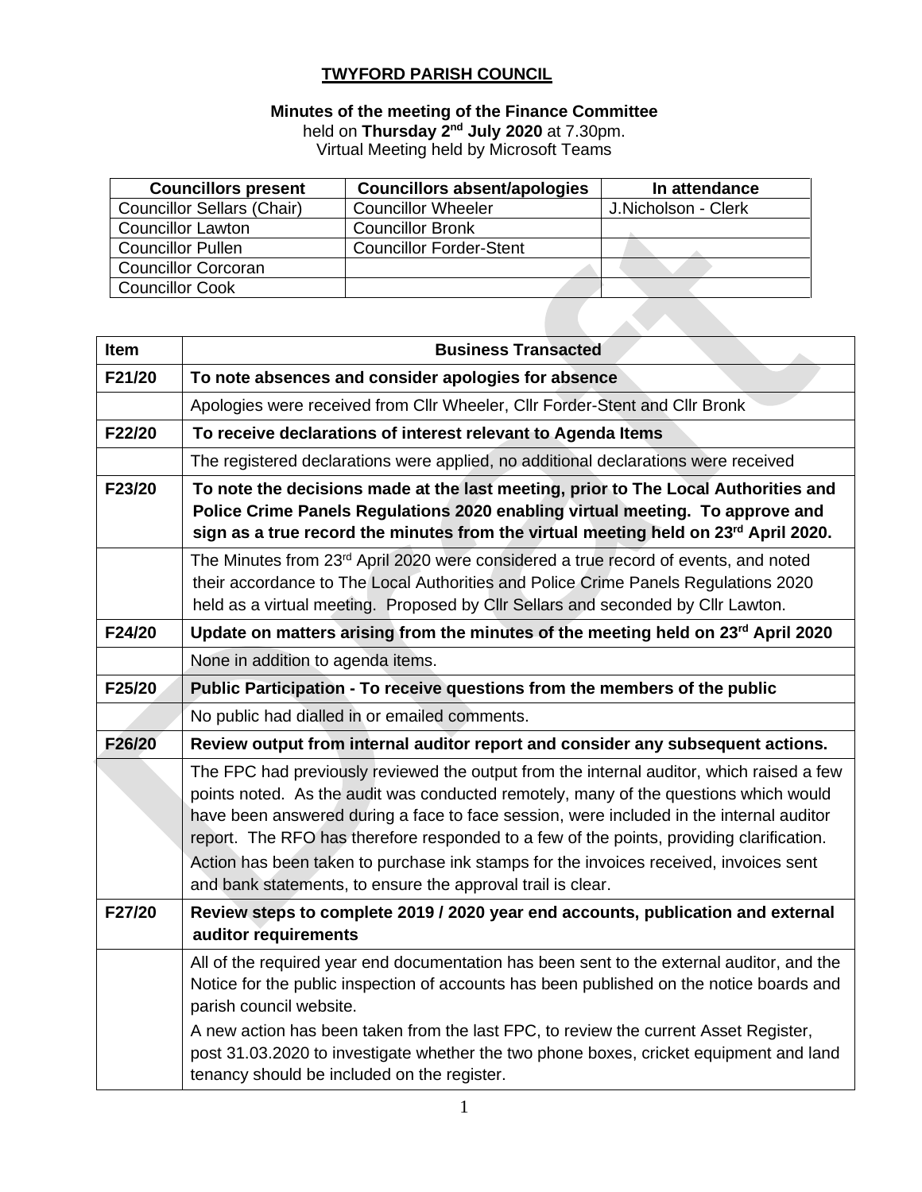**TWYFORD PARISH COUNCIL**

**Minutes of the meeting of the Finance Committee**
held on **Thursday 2nd July 2020** at 7.30pm.
Virtual Meeting held by Microsoft Teams

| Councillors present | Councillors absent/apologies | In attendance |
| --- | --- | --- |
| Councillor Sellars (Chair) | Councillor Wheeler | J.Nicholson - Clerk |
| Councillor Lawton | Councillor Bronk | |
| Councillor Pullen | Councillor Forder-Stent | |
| Councillor Corcoran | | |
| Councillor Cook | | |

| Item | Business Transacted |
| --- | --- |
| **F21/20** | **To note absences and consider apologies for absence** |
| | Apologies were received from Cllr Wheeler, Cllr Forder-Stent and Cllr Bronk |
| **F22/20** | **To receive declarations of interest relevant to Agenda Items** |
| | The registered declarations were applied, no additional declarations were received |
| **F23/20** | **To note the decisions made at the last meeting, prior to The Local Authorities and Police Crime Panels Regulations 2020 enabling virtual meeting. To approve and sign as a true record the minutes from the virtual meeting held on 23rd April 2020.** |
| | The Minutes from 23rd April 2020 were considered a true record of events, and noted their accordance to The Local Authorities and Police Crime Panels Regulations 2020 held as a virtual meeting. Proposed by Cllr Sellars and seconded by Cllr Lawton. |
| **F24/20** | **Update on matters arising from the minutes of the meeting held on 23rd April 2020** |
| | None in addition to agenda items. |
| **F25/20** | **Public Participation - To receive questions from the members of the public** |
| | No public had dialled in or emailed comments. |
| **F26/20** | **Review output from internal auditor report and consider any subsequent actions.** |
| | The FPC had previously reviewed the output from the internal auditor, which raised a few points noted. As the audit was conducted remotely, many of the questions which would have been answered during a face to face session, were included in the internal auditor report. The RFO has therefore responded to a few of the points, providing clarification. Action has been taken to purchase ink stamps for the invoices received, invoices sent and bank statements, to ensure the approval trail is clear. |
| **F27/20** | **Review steps to complete 2019 / 2020 year end accounts, publication and external auditor requirements** |
| | All of the required year end documentation has been sent to the external auditor, and the Notice for the public inspection of accounts has been published on the notice boards and parish council website. A new action has been taken from the last FPC, to review the current Asset Register, post 31.03.2020 to investigate whether the two phone boxes, cricket equipment and land tenancy should be included on the register. |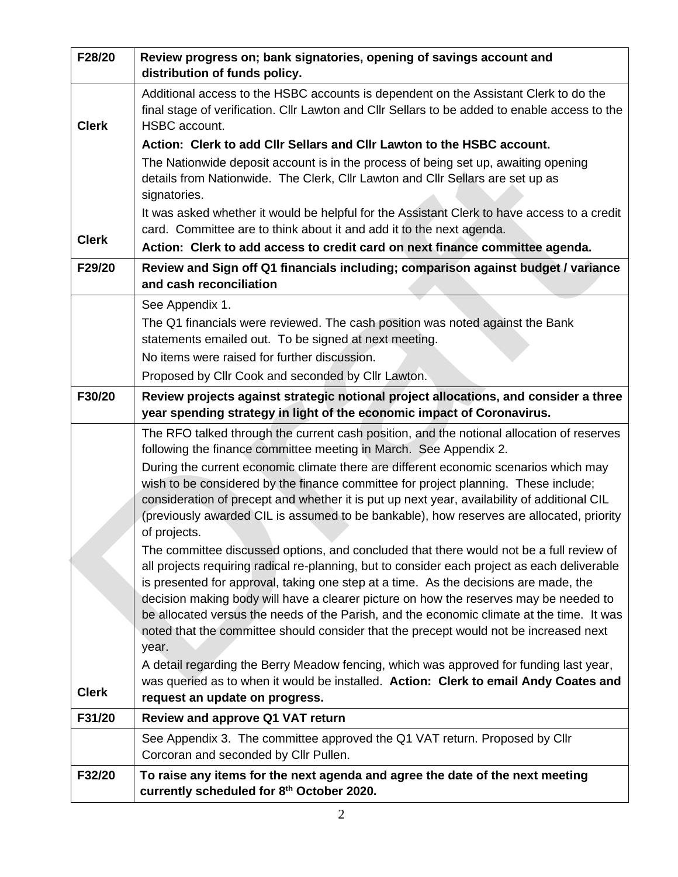| F28/20 | **Review progress on; bank signatories, opening of savings account and distribution of funds policy.** |
|---|---|
| **Clerk** | Additional access to the HSBC accounts is dependent on the Assistant Clerk to do the final stage of verification. Cllr Lawton and Cllr Sellars to be added to enable access to the HSBC account.<br>**Action: Clerk to add Cllr Sellars and Cllr Lawton to the HSBC account.**<br>The Nationwide deposit account is in the process of being set up, awaiting opening details from Nationwide. The Clerk, Cllr Lawton and Cllr Sellars are set up as signatories. |
| **Clerk** | It was asked whether it would be helpful for the Assistant Clerk to have access to a credit card. Committee are to think about it and add it to the next agenda.<br>**Action: Clerk to add access to credit card on next finance committee agenda.** |
| **F29/20** | **Review and Sign off Q1 financials including; comparison against budget / variance and cash reconciliation** |
| | See Appendix 1.<br>The Q1 financials were reviewed. The cash position was noted against the Bank statements emailed out. To be signed at next meeting.<br>No items were raised for further discussion.<br>Proposed by Cllr Cook and seconded by Cllr Lawton. |
| **F30/20** | **Review projects against strategic notional project allocations, and consider a three year spending strategy in light of the economic impact of Coronavirus.** |
| | The RFO talked through the current cash position, and the notional allocation of reserves following the finance committee meeting in March. See Appendix 2.<br>During the current economic climate there are different economic scenarios which may wish to be considered by the finance committee for project planning. These include; consideration of precept and whether it is put up next year, availability of additional CIL (previously awarded CIL is assumed to be bankable), how reserves are allocated, priority of projects.<br>The committee discussed options, and concluded that there would not be a full review of all projects requiring radical re-planning, but to consider each project as each deliverable is presented for approval, taking one step at a time. As the decisions are made, the decision making body will have a clearer picture on how the reserves may be needed to be allocated versus the needs of the Parish, and the economic climate at the time. It was noted that the committee should consider that the precept would not be increased next year. |
| **Clerk** | A detail regarding the Berry Meadow fencing, which was approved for funding last year, was queried as to when it would be installed. **Action: Clerk to email Andy Coates and request an update on progress.** |
| **F31/20** | **Review and approve Q1 VAT return** |
| | See Appendix 3. The committee approved the Q1 VAT return. Proposed by Cllr Corcoran and seconded by Cllr Pullen. |
| **F32/20** | **To raise any items for the next agenda and agree the date of the next meeting currently scheduled for 8th October 2020.** |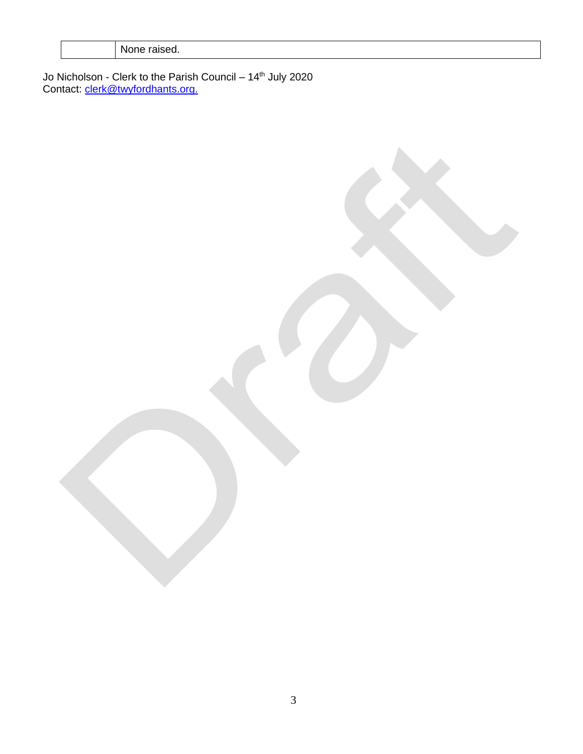| | None raised. |
|---|---|

Jo Nicholson - Clerk to the Parish Council – 14th July 2020
Contact: clerk@twyfordhants.org.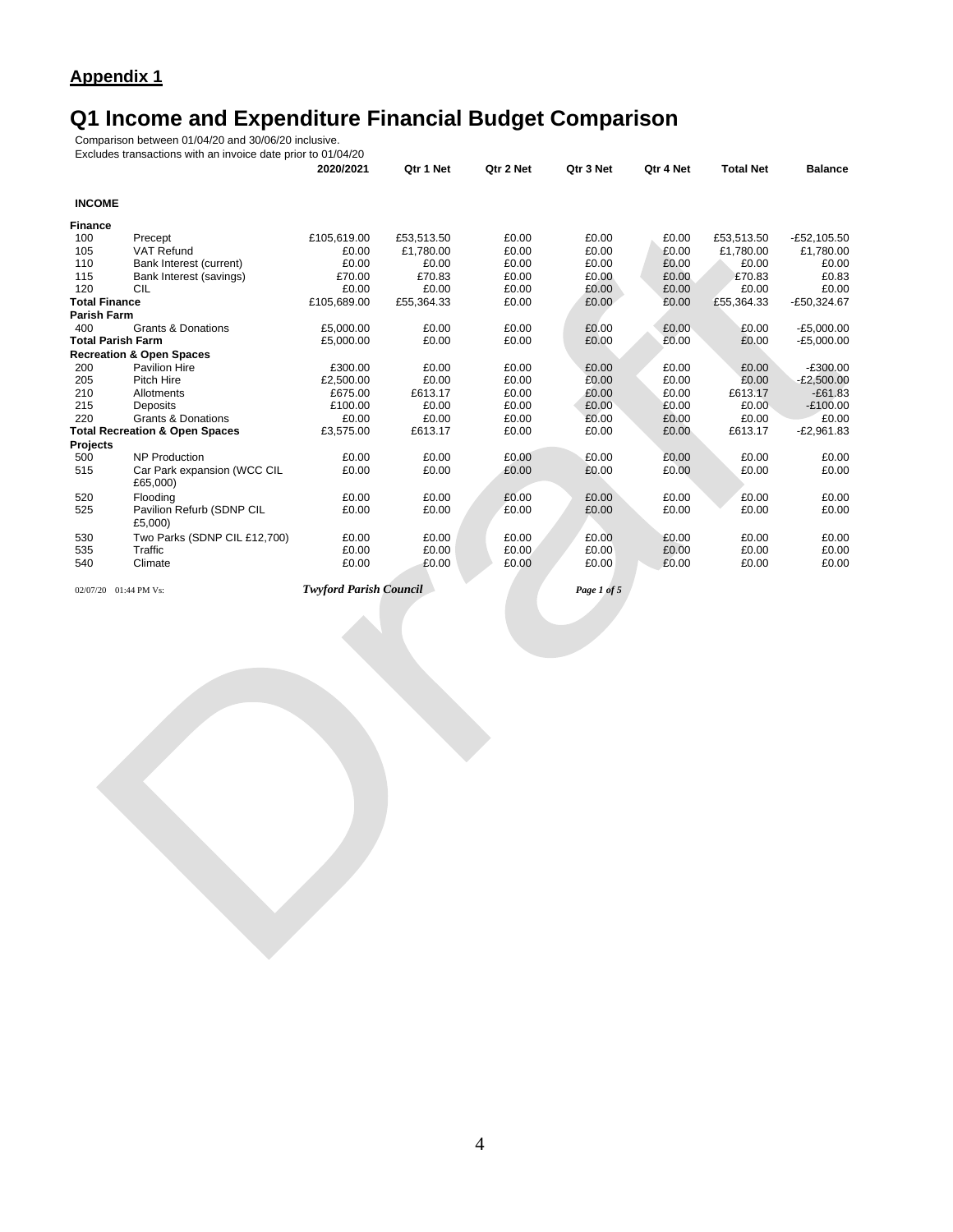**Appendix 1**

# Q1 Income and Expenditure Financial Budget Comparison

Comparison between 01/04/20 and 30/06/20 inclusive.
Excludes transactions with an invoice date prior to 01/04/20

| | | 2020/2021 | Qtr 1 Net | Qtr 2 Net | Qtr 3 Net | Qtr 4 Net | Total Net | Balance |
|---|---|---|---|---|---|---|---|---|
| **INCOME** | | | | | | | | |
| **Finance** | | | | | | | | |
| 100 | Precept | £105,619.00 | £53,513.50 | £0.00 | £0.00 | £0.00 | £53,513.50 | -£52,105.50 |
| 105 | VAT Refund | £0.00 | £1,780.00 | £0.00 | £0.00 | £0.00 | £1,780.00 | £1,780.00 |
| 110 | Bank Interest (current) | £0.00 | £0.00 | £0.00 | £0.00 | £0.00 | £0.00 | £0.00 |
| 115 | Bank Interest (savings) | £70.00 | £70.83 | £0.00 | £0.00 | £0.00 | £70.83 | £0.83 |
| 120 | CIL | £0.00 | £0.00 | £0.00 | £0.00 | £0.00 | £0.00 | £0.00 |
| **Total Finance** | | £105,689.00 | £55,364.33 | £0.00 | £0.00 | £0.00 | £55,364.33 | -£50,324.67 |
| **Parish Farm** | | | | | | | | |
| 400 | Grants & Donations | £5,000.00 | £0.00 | £0.00 | £0.00 | £0.00 | £0.00 | -£5,000.00 |
| **Total Parish Farm** | | £5,000.00 | £0.00 | £0.00 | £0.00 | £0.00 | £0.00 | -£5,000.00 |
| **Recreation & Open Spaces** | | | | | | | | |
| 200 | Pavilion Hire | £300.00 | £0.00 | £0.00 | £0.00 | £0.00 | £0.00 | -£300.00 |
| 205 | Pitch Hire | £2,500.00 | £0.00 | £0.00 | £0.00 | £0.00 | £0.00 | -£2,500.00 |
| 210 | Allotments | £675.00 | £613.17 | £0.00 | £0.00 | £0.00 | £613.17 | -£61.83 |
| 215 | Deposits | £100.00 | £0.00 | £0.00 | £0.00 | £0.00 | £0.00 | -£100.00 |
| 220 | Grants & Donations | £0.00 | £0.00 | £0.00 | £0.00 | £0.00 | £0.00 | £0.00 |
| **Total Recreation & Open Spaces** | | £3,575.00 | £613.17 | £0.00 | £0.00 | £0.00 | £613.17 | -£2,961.83 |
| **Projects** | | | | | | | | |
| 500 | NP Production | £0.00 | £0.00 | £0.00 | £0.00 | £0.00 | £0.00 | £0.00 |
| 515 | Car Park expansion (WCC CIL £65,000) | £0.00 | £0.00 | £0.00 | £0.00 | £0.00 | £0.00 | £0.00 |
| 520 | Flooding | £0.00 | £0.00 | £0.00 | £0.00 | £0.00 | £0.00 | £0.00 |
| 525 | Pavilion Refurb (SDNP CIL £5,000) | £0.00 | £0.00 | £0.00 | £0.00 | £0.00 | £0.00 | £0.00 |
| 530 | Two Parks (SDNP CIL £12,700) | £0.00 | £0.00 | £0.00 | £0.00 | £0.00 | £0.00 | £0.00 |
| 535 | Traffic | £0.00 | £0.00 | £0.00 | £0.00 | £0.00 | £0.00 | £0.00 |
| 540 | Climate | £0.00 | £0.00 | £0.00 | £0.00 | £0.00 | £0.00 | £0.00 |

02/07/20 01:44 PM Vs: *Twyford Parish Council*

Draft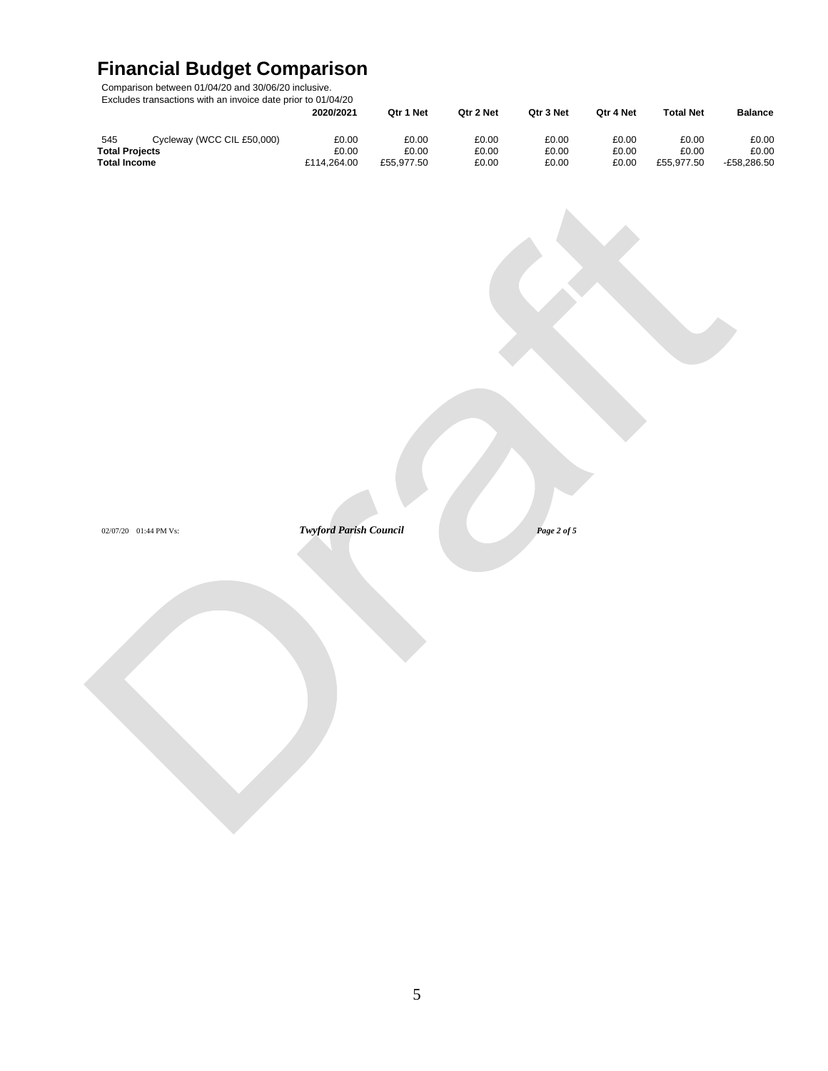# Financial Budget Comparison

Comparison between 01/04/20 and 30/06/20 inclusive.
Excludes transactions with an invoice date prior to 01/04/20

| | | 2020/2021 | Qtr 1 Net | Qtr 2 Net | Qtr 3 Net | Qtr 4 Net | Total Net | Balance |
|---|---|---|---|---|---|---|---|---|
| 545 | Cycleway (WCC CIL £50,000) | £0.00 | £0.00 | £0.00 | £0.00 | £0.00 | £0.00 | £0.00 |
| **Total Projects** | | £0.00 | £0.00 | £0.00 | £0.00 | £0.00 | £0.00 | £0.00 |
| **Total Income** | | £114,264.00 | £55,977.50 | £0.00 | £0.00 | £0.00 | £55,977.50 | -£58,286.50 |

Draft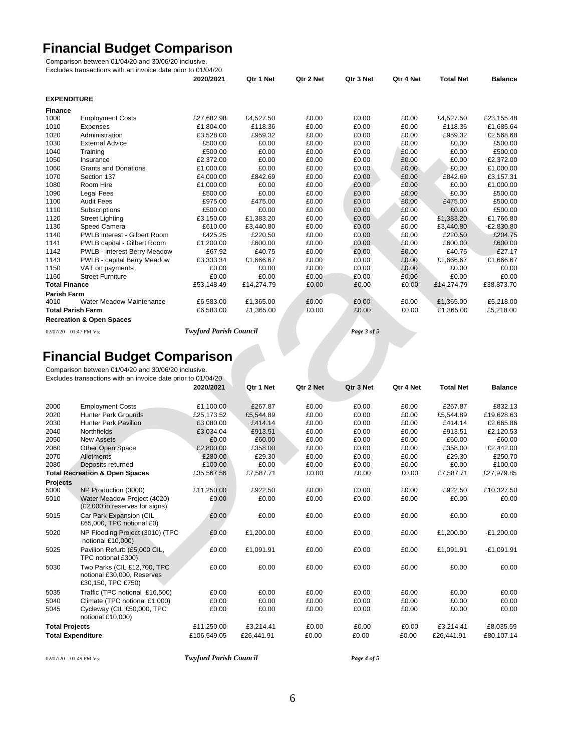# Financial Budget Comparison

Comparison between 01/04/20 and 30/06/20 inclusive.
Excludes transactions with an invoice date prior to 01/04/20

| | | 2020/2021 | Qtr 1 Net | Qtr 2 Net | Qtr 3 Net | Qtr 4 Net | Total Net | Balance |
|---|---|---|---|---|---|---|---|---|
| **EXPENDITURE** | | | | | | | | |
| **Finance** | | | | | | | | |
| 1000 | Employment Costs | £27,682.98 | £4,527.50 | £0.00 | £0.00 | £0.00 | £4,527.50 | £23,155.48 |
| 1010 | Expenses | £1,804.00 | £118.36 | £0.00 | £0.00 | £0.00 | £118.36 | £1,685.64 |
| 1020 | Administration | £3,528.00 | £959.32 | £0.00 | £0.00 | £0.00 | £959.32 | £2,568.68 |
| 1030 | External Advice | £500.00 | £0.00 | £0.00 | £0.00 | £0.00 | £0.00 | £500.00 |
| 1040 | Training | £500.00 | £0.00 | £0.00 | £0.00 | £0.00 | £0.00 | £500.00 |
| 1050 | Insurance | £2,372.00 | £0.00 | £0.00 | £0.00 | £0.00 | £0.00 | £2,372.00 |
| 1060 | Grants and Donations | £1,000.00 | £0.00 | £0.00 | £0.00 | £0.00 | £0.00 | £1,000.00 |
| 1070 | Section 137 | £4,000.00 | £842.69 | £0.00 | £0.00 | £0.00 | £842.69 | £3,157.31 |
| 1080 | Room Hire | £1,000.00 | £0.00 | £0.00 | £0.00 | £0.00 | £0.00 | £1,000.00 |
| 1090 | Legal Fees | £500.00 | £0.00 | £0.00 | £0.00 | £0.00 | £0.00 | £500.00 |
| 1100 | Audit Fees | £975.00 | £475.00 | £0.00 | £0.00 | £0.00 | £475.00 | £500.00 |
| 1110 | Subscriptions | £500.00 | £0.00 | £0.00 | £0.00 | £0.00 | £0.00 | £500.00 |
| 1120 | Street Lighting | £3,150.00 | £1,383.20 | £0.00 | £0.00 | £0.00 | £1,383.20 | £1,766.80 |
| 1130 | Speed Camera | £610.00 | £3,440.80 | £0.00 | £0.00 | £0.00 | £3,440.80 | -£2,830.80 |
| 1140 | PWLB interest - Gilbert Room | £425.25 | £220.50 | £0.00 | £0.00 | £0.00 | £220.50 | £204.75 |
| 1141 | PWLB capital - Gilbert Room | £1,200.00 | £600.00 | £0.00 | £0.00 | £0.00 | £600.00 | £600.00 |
| 1142 | PWLB - interest Berry Meadow | £67.92 | £40.75 | £0.00 | £0.00 | £0.00 | £40.75 | £27.17 |
| 1143 | PWLB - capital Berry Meadow | £3,333.34 | £1,666.67 | £0.00 | £0.00 | £0.00 | £1,666.67 | £1,666.67 |
| 1150 | VAT on payments | £0.00 | £0.00 | £0.00 | £0.00 | £0.00 | £0.00 | £0.00 |
| 1160 | Street Furniture | £0.00 | £0.00 | £0.00 | £0.00 | £0.00 | £0.00 | £0.00 |
| **Total Finance** | | £53,148.49 | £14,274.79 | £0.00 | £0.00 | £0.00 | £14,274.79 | £38,873.70 |
| **Parish Farm** | | | | | | | | |
| 4010 | Water Meadow Maintenance | £6,583.00 | £1,365.00 | £0.00 | £0.00 | £0.00 | £1,365.00 | £5,218.00 |
| **Total Parish Farm** | | £6,583.00 | £1,365.00 | £0.00 | £0.00 | £0.00 | £1,365.00 | £5,218.00 |
| **Recreation & Open Spaces** | | | | | | | | |

# Financial Budget Comparison

Comparison between 01/04/20 and 30/06/20 inclusive.
Excludes transactions with an invoice date prior to 01/04/20

| | | 2020/2021 | Qtr 1 Net | Qtr 2 Net | Qtr 3 Net | Qtr 4 Net | Total Net | Balance |
|---|---|---|---|---|---|---|---|---|
| 2000 | Employment Costs | £1,100.00 | £267.87 | £0.00 | £0.00 | £0.00 | £267.87 | £832.13 |
| 2020 | Hunter Park Grounds | £25,173.52 | £5,544.89 | £0.00 | £0.00 | £0.00 | £5,544.89 | £19,628.63 |
| 2030 | Hunter Park Pavilion | £3,080.00 | £414.14 | £0.00 | £0.00 | £0.00 | £414.14 | £2,665.86 |
| 2040 | Northfields | £3,034.04 | £913.51 | £0.00 | £0.00 | £0.00 | £913.51 | £2,120.53 |
| 2050 | New Assets | £0.00 | £60.00 | £0.00 | £0.00 | £0.00 | £60.00 | -£60.00 |
| 2060 | Other Open Space | £2,800.00 | £358.00 | £0.00 | £0.00 | £0.00 | £358.00 | £2,442.00 |
| 2070 | Allotments | £280.00 | £29.30 | £0.00 | £0.00 | £0.00 | £29.30 | £250.70 |
| 2080 | Deposits returned | £100.00 | £0.00 | £0.00 | £0.00 | £0.00 | £0.00 | £100.00 |
| **Total Recreation & Open Spaces** | | £35,567.56 | £7,587.71 | £0.00 | £0.00 | £0.00 | £7,587.71 | £27,979.85 |
| **Projects** | | | | | | | | |
| 5000 | NP Production (3000) | £11,250.00 | £922.50 | £0.00 | £0.00 | £0.00 | £922.50 | £10,327.50 |
| 5010 | Water Meadow Project (4020) (£2,000 in reserves for signs) | £0.00 | £0.00 | £0.00 | £0.00 | £0.00 | £0.00 | £0.00 |
| 5015 | Car Park Expansion (CIL £65,000, TPC notional £0) | £0.00 | £0.00 | £0.00 | £0.00 | £0.00 | £0.00 | £0.00 |
| 5020 | NP Flooding Project (3010) (TPC notional £10,000) | £0.00 | £1,200.00 | £0.00 | £0.00 | £0.00 | £1,200.00 | -£1,200.00 |
| 5025 | Pavilion Refurb (£5,000 CIL, TPC notional £300) | £0.00 | £1,091.91 | £0.00 | £0.00 | £0.00 | £1,091.91 | -£1,091.91 |
| 5030 | Two Parks (CIL £12,700, TPC notional £30,000, Reserves £30,150, TPC £750) | £0.00 | £0.00 | £0.00 | £0.00 | £0.00 | £0.00 | £0.00 |
| 5035 | Traffic (TPC notional £16,500) | £0.00 | £0.00 | £0.00 | £0.00 | £0.00 | £0.00 | £0.00 |
| 5040 | Climate (TPC notional £1,000) | £0.00 | £0.00 | £0.00 | £0.00 | £0.00 | £0.00 | £0.00 |
| 5045 | Cycleway (CIL £50,000, TPC notional £10,000) | £0.00 | £0.00 | £0.00 | £0.00 | £0.00 | £0.00 | £0.00 |
| **Total Projects** | | £11,250.00 | £3,214.41 | £0.00 | £0.00 | £0.00 | £3,214.41 | £8,035.59 |
| **Total Expenditure** | | £106,549.05 | £26,441.91 | £0.00 | £0.00 | £0.00 | £26,441.91 | £80,107.14 |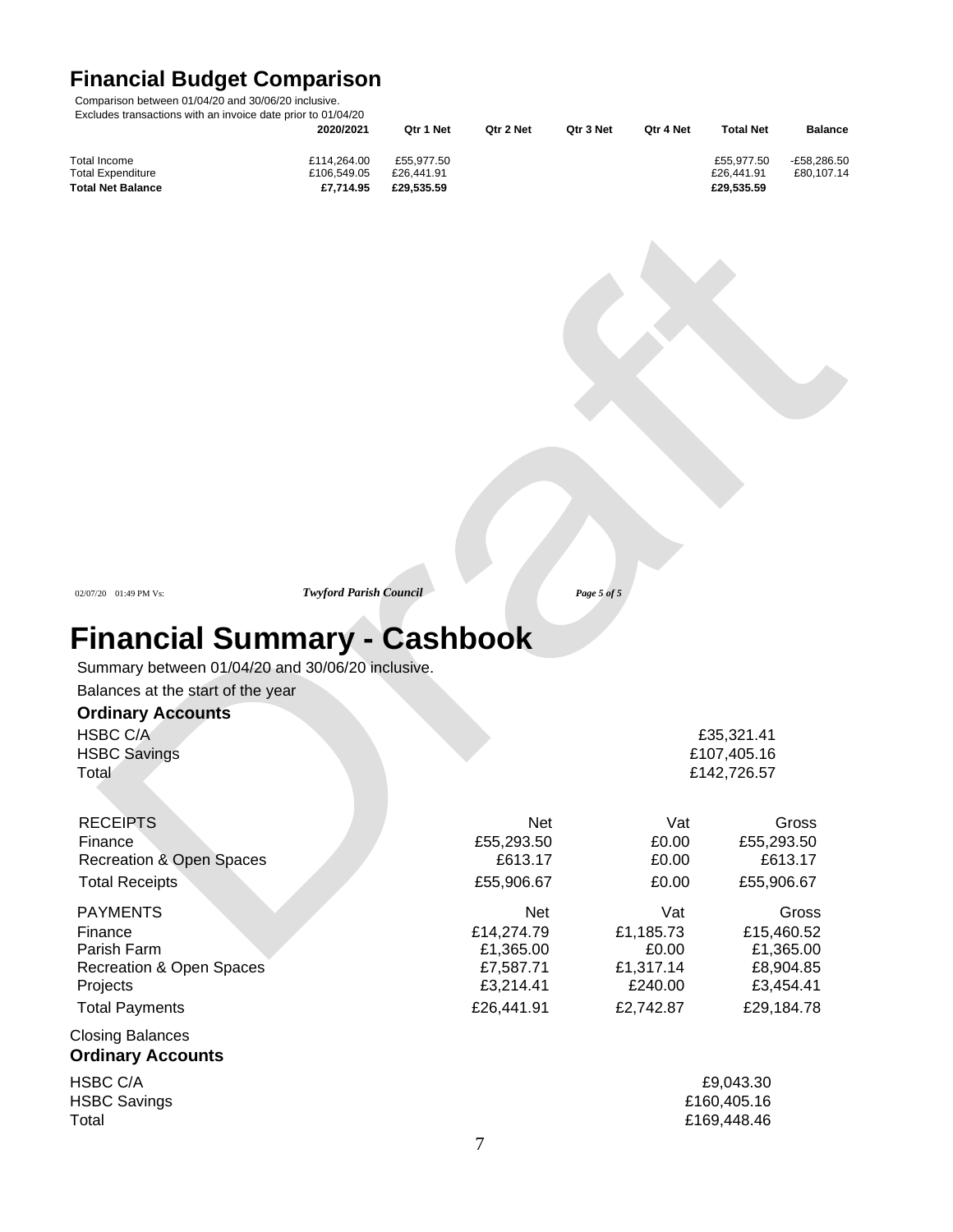## Financial Budget Comparison

Comparison between 01/04/20 and 30/06/20 inclusive.
Excludes transactions with an invoice date prior to 01/04/20

| | 2020/2021 | Qtr 1 Net | Qtr 2 Net | Qtr 3 Net | Qtr 4 Net | Total Net | Balance |
|---|---|---|---|---|---|---|---|
| Total Income | £114,264.00 | £55,977.50 | | | | £55,977.50 | -£58,286.50 |
| Total Expenditure | £106,549.05 | £26,441.91 | | | | £26,441.91 | £80,107.14 |
| **Total Net Balance** | **£7,714.95** | **£29,535.59** | | | | **£29,535.59** | |

Draft

# Financial Summary - Cashbook

Summary between 01/04/20 and 30/06/20 inclusive.

Balances at the start of the year

**Ordinary Accounts**

| | |
|---|---|
| HSBC C/A | £35,321.41 |
| HSBC Savings | £107,405.16 |
| Total | £142,726.57 |

| RECEIPTS | Net | Vat | Gross |
|---|---|---|---|
| Finance | £55,293.50 | £0.00 | £55,293.50 |
| Recreation & Open Spaces | £613.17 | £0.00 | £613.17 |
| Total Receipts | £55,906.67 | £0.00 | £55,906.67 |

| PAYMENTS | Net | Vat | Gross |
|---|---|---|---|
| Finance | £14,274.79 | £1,185.73 | £15,460.52 |
| Parish Farm | £1,365.00 | £0.00 | £1,365.00 |
| Recreation & Open Spaces | £7,587.71 | £1,317.14 | £8,904.85 |
| Projects | £3,214.41 | £240.00 | £3,454.41 |
| Total Payments | £26,441.91 | £2,742.87 | £29,184.78 |

Closing Balances

**Ordinary Accounts**

| | |
|---|---|
| HSBC C/A | £9,043.30 |
| HSBC Savings | £160,405.16 |
| Total | £169,448.46 |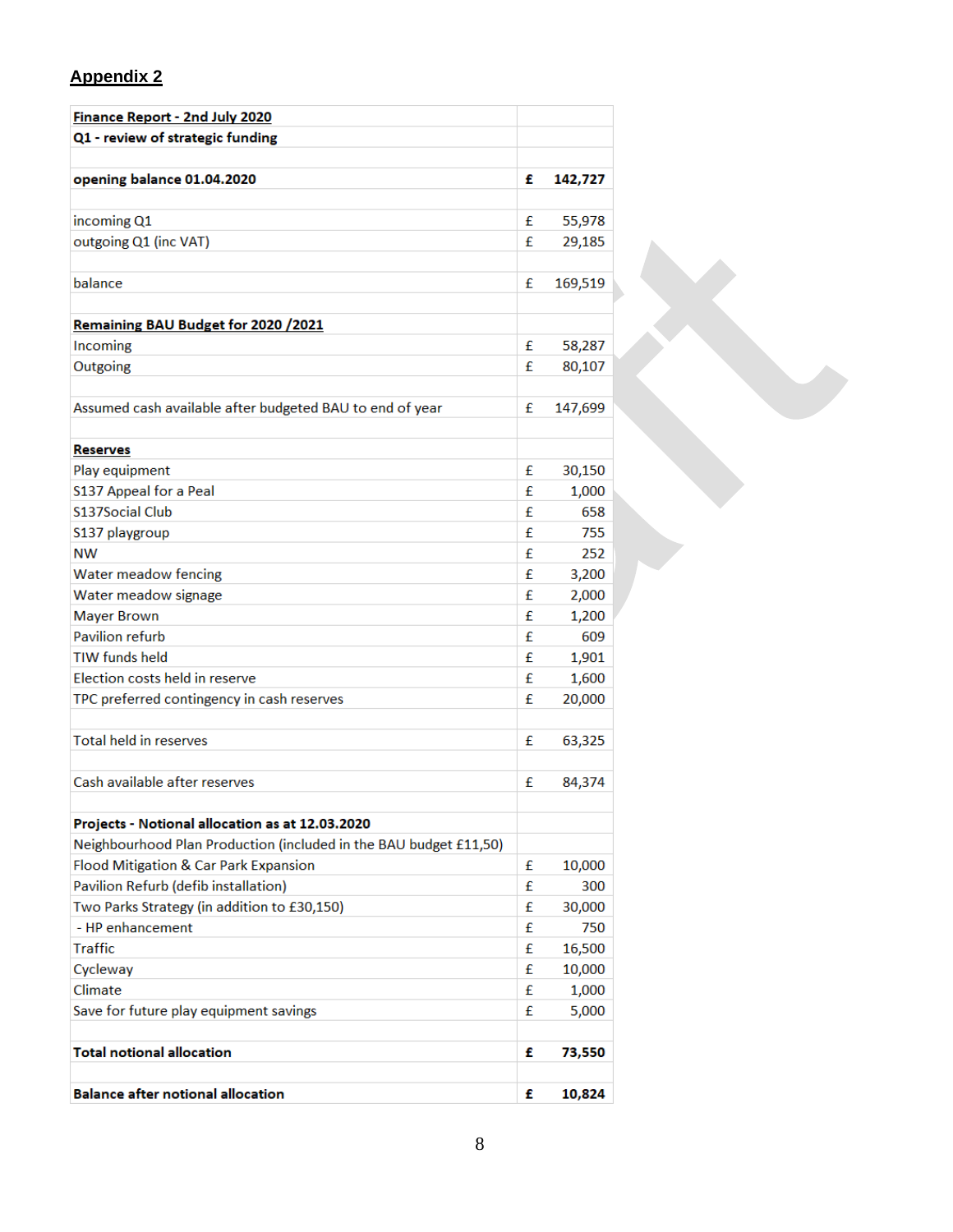## Appendix 2

| Finance Report - 2nd July 2020 | | |
|---|---|---|
| **Q1 - review of strategic funding** | | |
| | | |
| **opening balance 01.04.2020** | **£** | **142,727** |
| | | |
| incoming Q1 | £ | 55,978 |
| outgoing Q1 (inc VAT) | £ | 29,185 |
| | | |
| balance | £ | 169,519 |
| | | |
| **Remaining BAU Budget for 2020 /2021** | | |
| Incoming | £ | 58,287 |
| Outgoing | £ | 80,107 |
| | | |
| Assumed cash available after budgeted BAU to end of year | £ | 147,699 |
| | | |
| **Reserves** | | |
| Play equipment | £ | 30,150 |
| S137 Appeal for a Peal | £ | 1,000 |
| S137Social Club | £ | 658 |
| S137 playgroup | £ | 755 |
| NW | £ | 252 |
| Water meadow fencing | £ | 3,200 |
| Water meadow signage | £ | 2,000 |
| Mayer Brown | £ | 1,200 |
| Pavilion refurb | £ | 609 |
| TIW funds held | £ | 1,901 |
| Election costs held in reserve | £ | 1,600 |
| TPC preferred contingency in cash reserves | £ | 20,000 |
| | | |
| Total held in reserves | £ | 63,325 |
| | | |
| Cash available after reserves | £ | 84,374 |
| | | |
| **Projects - Notional allocation as at 12.03.2020** | | |
| Neighbourhood Plan Production (included in the BAU budget £11,50) | | |
| Flood Mitigation & Car Park Expansion | £ | 10,000 |
| Pavilion Refurb (defib installation) | £ | 300 |
| Two Parks Strategy (in addition to £30,150) | £ | 30,000 |
| - HP enhancement | £ | 750 |
| Traffic | £ | 16,500 |
| Cycleway | £ | 10,000 |
| Climate | £ | 1,000 |
| Save for future play equipment savings | £ | 5,000 |
| | | |
| **Total notional allocation** | **£** | **73,550** |
| | | |
| **Balance after notional allocation** | **£** | **10,824** |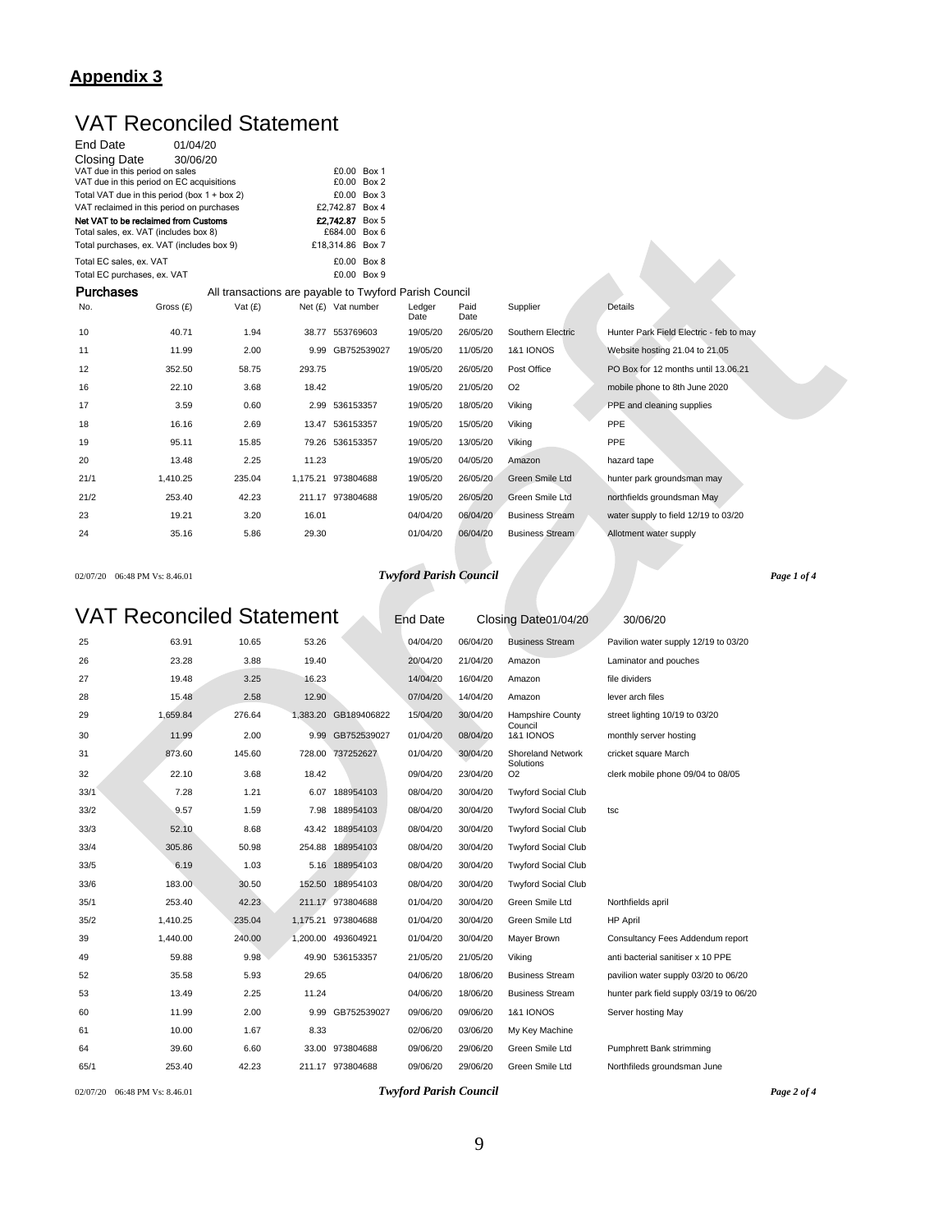## Appendix 3

# VAT Reconciled Statement

End Date 01/04/20
Closing Date 30/06/20

| | | |
|---|---|---|
| VAT due in this period on sales | £0.00 | Box 1 |
| VAT due in this period on EC acquisitions | £0.00 | Box 2 |
| Total VAT due in this period (box 1 + box 2) | £0.00 | Box 3 |
| VAT reclaimed in this period on purchases | £2,742.87 | Box 4 |
| **Net VAT to be reclaimed from Customs** | **£2,742.87** | Box 5 |
| Total sales, ex. VAT (includes box 8) | £684.00 | Box 6 |
| Total purchases, ex. VAT (includes box 9) | £18,314.86 | Box 7 |
| Total EC sales, ex. VAT | £0.00 | Box 8 |
| Total EC purchases, ex. VAT | £0.00 | Box 9 |

**Purchases** All transactions are payable to Twyford Parish Council

| No. | Gross (£) | Vat (£) | Net (£) | Vat number | Ledger Date | Paid Date | Supplier | Details |
|---|---|---|---|---|---|---|---|---|
| 10 | 40.71 | 1.94 | 38.77 | 553769603 | 19/05/20 | 26/05/20 | Southern Electric | Hunter Park Field Electric - feb to may |
| 11 | 11.99 | 2.00 | 9.99 | GB752539027 | 19/05/20 | 11/05/20 | 1&1 IONOS | Website hosting 21.04 to 21.05 |
| 12 | 352.50 | 58.75 | 293.75 | | 19/05/20 | 26/05/20 | Post Office | PO Box for 12 months until 13.06.21 |
| 16 | 22.10 | 3.68 | 18.42 | | 19/05/20 | 21/05/20 | O2 | mobile phone to 8th June 2020 |
| 17 | 3.59 | 0.60 | 2.99 | 536153357 | 19/05/20 | 18/05/20 | Viking | PPE and cleaning supplies |
| 18 | 16.16 | 2.69 | 13.47 | 536153357 | 19/05/20 | 15/05/20 | Viking | PPE |
| 19 | 95.11 | 15.85 | 79.26 | 536153357 | 19/05/20 | 13/05/20 | Viking | PPE |
| 20 | 13.48 | 2.25 | 11.23 | | 19/05/20 | 04/05/20 | Amazon | hazard tape |
| 21/1 | 1,410.25 | 235.04 | 1,175.21 | 973804688 | 19/05/20 | 26/05/20 | Green Smile Ltd | hunter park groundsman may |
| 21/2 | 253.40 | 42.23 | 211.17 | 973804688 | 19/05/20 | 26/05/20 | Green Smile Ltd | northfields groundsman May |
| 23 | 19.21 | 3.20 | 16.01 | | 04/04/20 | 06/04/20 | Business Stream | water supply to field 12/19 to 03/20 |
| 24 | 35.16 | 5.86 | 29.30 | | 01/04/20 | 06/04/20 | Business Stream | Allotment water supply |
| 25 | 63.91 | 10.65 | 53.26 | | 04/04/20 | 06/04/20 | Business Stream | Pavilion water supply 12/19 to 03/20 |
| 26 | 23.28 | 3.88 | 19.40 | | 20/04/20 | 21/04/20 | Amazon | Laminator and pouches |
| 27 | 19.48 | 3.25 | 16.23 | | 14/04/20 | 16/04/20 | Amazon | file dividers |
| 28 | 15.48 | 2.58 | 12.90 | | 07/04/20 | 14/04/20 | Amazon | lever arch files |
| 29 | 1,659.84 | 276.64 | 1,383.20 | GB189406822 | 15/04/20 | 30/04/20 | Hampshire County Council | street lighting 10/19 to 03/20 |
| 30 | 11.99 | 2.00 | 9.99 | GB752539027 | 01/04/20 | 08/04/20 | 1&1 IONOS | monthly server hosting |
| 31 | 873.60 | 145.60 | 728.00 | 737252627 | 01/04/20 | 30/04/20 | Shoreland Network Solutions | cricket square March |
| 32 | 22.10 | 3.68 | 18.42 | | 09/04/20 | 23/04/20 | O2 | clerk mobile phone 09/04 to 08/05 |
| 33/1 | 7.28 | 1.21 | 6.07 | 188954103 | 08/04/20 | 30/04/20 | Twyford Social Club | |
| 33/2 | 9.57 | 1.59 | 7.98 | 188954103 | 08/04/20 | 30/04/20 | Twyford Social Club | tsc |
| 33/3 | 52.10 | 8.68 | 43.42 | 188954103 | 08/04/20 | 30/04/20 | Twyford Social Club | |
| 33/4 | 305.86 | 50.98 | 254.88 | 188954103 | 08/04/20 | 30/04/20 | Twyford Social Club | |
| 33/5 | 6.19 | 1.03 | 5.16 | 188954103 | 08/04/20 | 30/04/20 | Twyford Social Club | |
| 33/6 | 183.00 | 30.50 | 152.50 | 188954103 | 08/04/20 | 30/04/20 | Twyford Social Club | |
| 35/1 | 253.40 | 42.23 | 211.17 | 973804688 | 01/04/20 | 30/04/20 | Green Smile Ltd | Northfields april |
| 35/2 | 1,410.25 | 235.04 | 1,175.21 | 973804688 | 01/04/20 | 30/04/20 | Green Smile Ltd | HP April |
| 39 | 1,440.00 | 240.00 | 1,200.00 | 493604921 | 01/04/20 | 30/04/20 | Mayer Brown | Consultancy Fees Addendum report |
| 49 | 59.88 | 9.98 | 49.90 | 536153357 | 21/05/20 | 21/05/20 | Viking | anti bacterial sanitiser x 10 PPE |
| 52 | 35.58 | 5.93 | 29.65 | | 04/06/20 | 18/06/20 | Business Stream | pavilion water supply 03/20 to 06/20 |
| 53 | 13.49 | 2.25 | 11.24 | | 04/06/20 | 18/06/20 | Business Stream | hunter park field supply 03/19 to 06/20 |
| 60 | 11.99 | 2.00 | 9.99 | GB752539027 | 09/06/20 | 09/06/20 | 1&1 IONOS | Server hosting May |
| 61 | 10.00 | 1.67 | 8.33 | | 02/06/20 | 03/06/20 | My Key Machine | |
| 64 | 39.60 | 6.60 | 33.00 | 973804688 | 09/06/20 | 29/06/20 | Green Smile Ltd | Pumphrett Bank strimming |
| 65/1 | 253.40 | 42.23 | 211.17 | 973804688 | 09/06/20 | 29/06/20 | Green Smile Ltd | Northfileds groundsman June |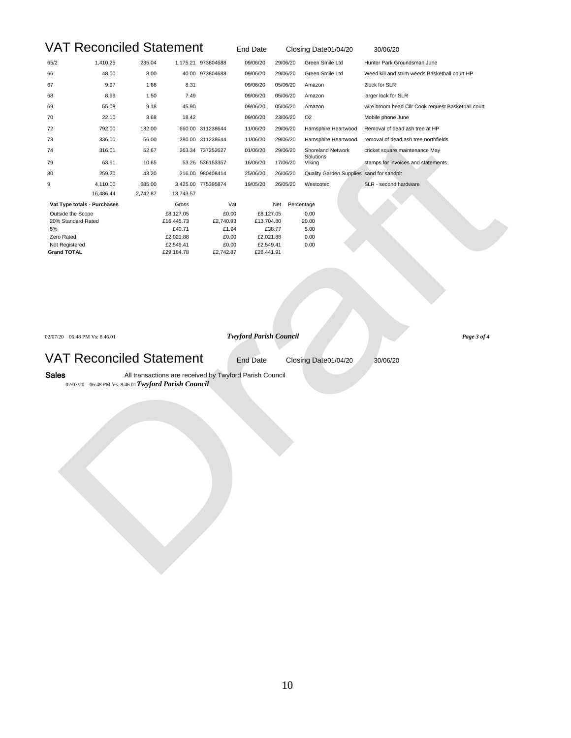# VAT Reconciled Statement

End Date | Closing Date01/04/20 | 30/06/20

| | | | | | | | | |
|---|---|---|---|---|---|---|---|---|
| 65/2 | 1,410.25 | 235.04 | 1,175.21 | 973804688 | 09/06/20 | 29/06/20 | Green Smile Ltd | Hunter Park Groundsman June |
| 66 | 48.00 | 8.00 | 40.00 | 973804688 | 09/06/20 | 29/06/20 | Green Smile Ltd | Weed kill and strim weeds Basketball court HP |
| 67 | 9.97 | 1.66 | 8.31 | | 09/06/20 | 05/06/20 | Amazon | 2lock for SLR |
| 68 | 8.99 | 1.50 | 7.49 | | 09/06/20 | 05/06/20 | Amazon | larger lock for SLR |
| 69 | 55.08 | 9.18 | 45.90 | | 09/06/20 | 05/06/20 | Amazon | wire broom head Cllr Cook request Basketball court |
| 70 | 22.10 | 3.68 | 18.42 | | 09/06/20 | 23/06/20 | O2 | Mobile phone June |
| 72 | 792.00 | 132.00 | 660.00 | 311238644 | 11/06/20 | 29/06/20 | Hamsphire Heartwood | Removal of dead ash tree at HP |
| 73 | 336.00 | 56.00 | 280.00 | 311238644 | 11/06/20 | 29/06/20 | Hamsphire Heartwood | removal of dead ash tree northfields |
| 74 | 316.01 | 52.67 | 263.34 | 737252627 | 01/06/20 | 29/06/20 | Shoreland Network Solutions | cricket square maintenance May |
| 79 | 63.91 | 10.65 | 53.26 | 536153357 | 16/06/20 | 17/06/20 | Viking | stamps for invoices and statements |
| 80 | 259.20 | 43.20 | 216.00 | 980408414 | 25/06/20 | 26/06/20 | Quality Garden Supplies | sand for sandpit |
| 9 | 4,110.00 | 685.00 | 3,425.00 | 775395874 | 19/05/20 | 26/05/20 | Westcotec | SLR - second hardware |
| | 16,486.44 | 2,742.87 | 13,743.57 | | | | | |

| Vat Type totals - Purchases | Gross | Vat | Net | Percentage |
|---|---|---|---|---|
| Outside the Scope | £8,127.05 | £0.00 | £8,127.05 | 0.00 |
| 20% Standard Rated | £16,445.73 | £2,740.93 | £13,704.80 | 20.00 |
| 5% | £40.71 | £1.94 | £38.77 | 5.00 |
| Zero Rated | £2,021.88 | £0.00 | £2,021.88 | 0.00 |
| Not Registered | £2,549.41 | £0.00 | £2,549.41 | 0.00 |
| **Grand TOTAL** | £29,184.78 | £2,742.87 | £26,441.91 | |

# VAT Reconciled Statement

End Date | Closing Date01/04/20 | 30/06/20

**Sales** All transactions are received by Twyford Parish Council